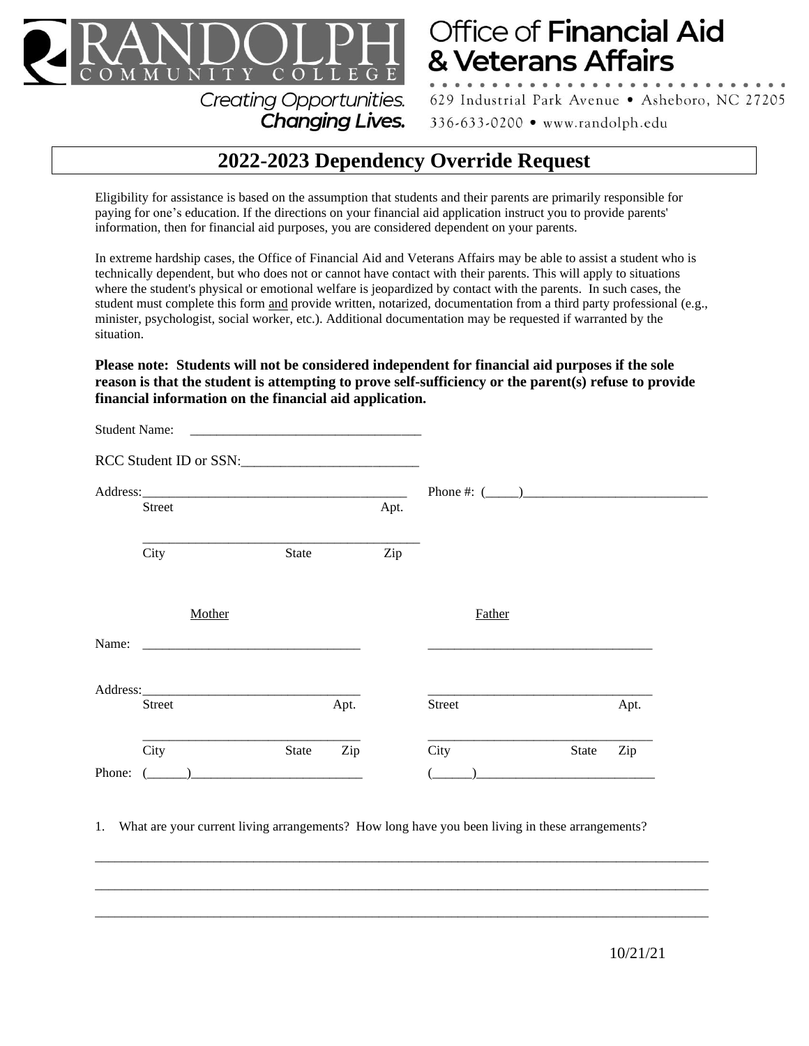RANDOLPH COMMUNITY COLLEGE

*Creating Opportunities.* ***Changing Lives.***

Office of **Financial Aid & Veterans Affairs**

629 Industrial Park Avenue • Asheboro, NC 27205

336-633-0200 • www.randolph.edu

# 2022-2023 Dependency Override Request

Eligibility for assistance is based on the assumption that students and their parents are primarily responsible for paying for one's education. If the directions on your financial aid application instruct you to provide parents' information, then for financial aid purposes, you are considered dependent on your parents.

In extreme hardship cases, the Office of Financial Aid and Veterans Affairs may be able to assist a student who is technically dependent, but who does not or cannot have contact with their parents. This will apply to situations where the student's physical or emotional welfare is jeopardized by contact with the parents. In such cases, the student must complete this form <u>and</u> provide written, notarized, documentation from a third party professional (e.g., minister, psychologist, social worker, etc.). Additional documentation may be requested if warranted by the situation.

**Please note: Students will not be considered independent for financial aid purposes if the sole reason is that the student is attempting to prove self-sufficiency or the parent(s) refuse to provide financial information on the financial aid application.**

Student Name: ________________________________

RCC Student ID or SSN:________________________

Address:______________________________________ Phone #: (_____)___________________________
Street Apt.

______________________________________
City State Zip

| | Mother | Father |
|---|---|---|
| Name: | ______________________________ | ______________________________ |
| Address: | ______________________________ Street Apt. | ______________________________ Street Apt. |
| | ______________________________ City State Zip | ______________________________ City State Zip |
| Phone: | (______)_______________________ | (______)_______________________ |

1. What are your current living arrangements? How long have you been living in these arrangements?

________________________________________________________________________________

________________________________________________________________________________

________________________________________________________________________________

10/21/21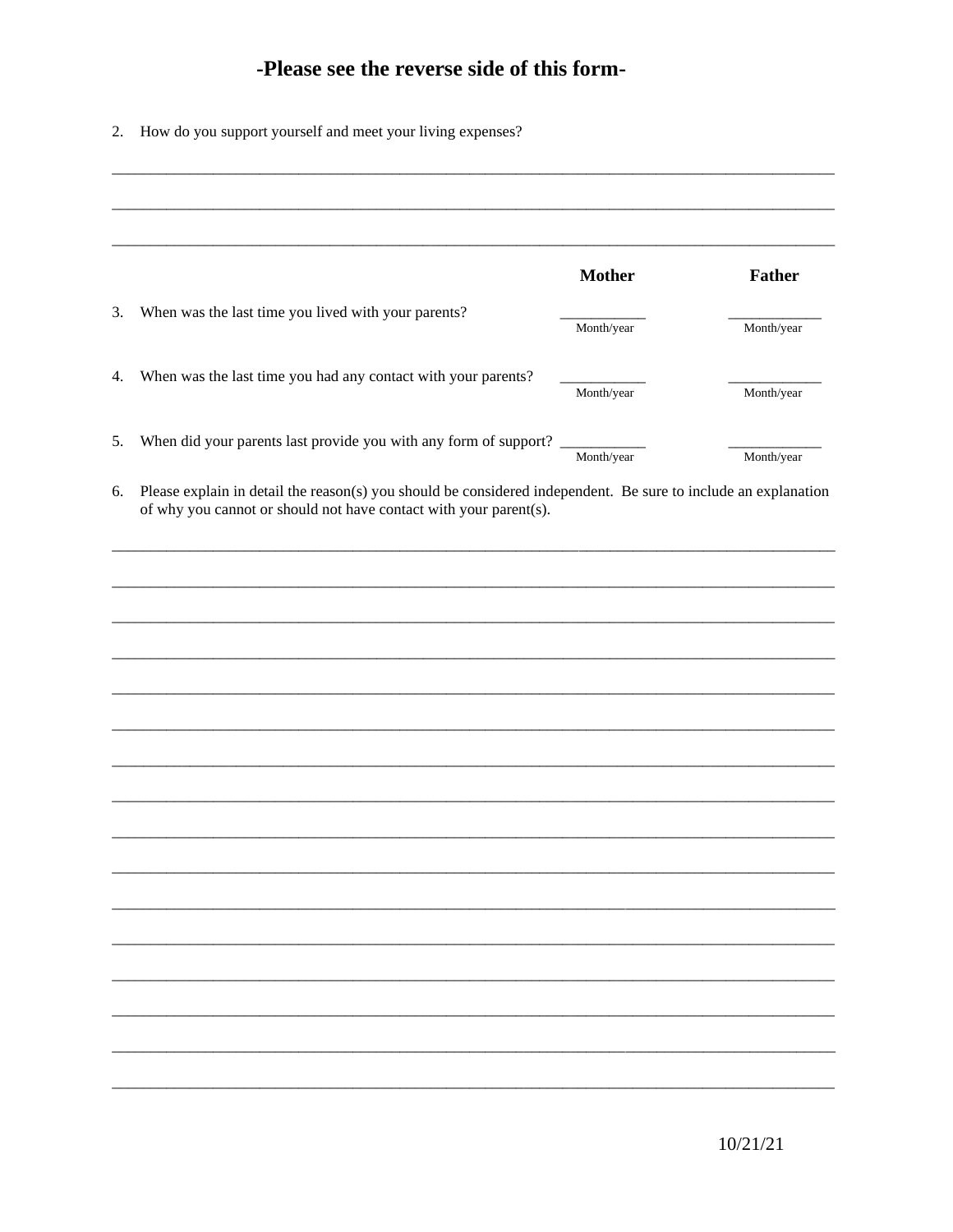## -Please see the reverse side of this form-

2. How do you support yourself and meet your living expenses?

_______________________________________________________________________________

_______________________________________________________________________________

_______________________________________________________________________________

| | Mother | Father |
|---|---|---|
| 3. When was the last time you lived with your parents? | ___________ Month/year | ___________ Month/year |
| 4. When was the last time you had any contact with your parents? | ___________ Month/year | ___________ Month/year |
| 5. When did your parents last provide you with any form of support? | ___________ Month/year | ___________ Month/year |

6. Please explain in detail the reason(s) you should be considered independent. Be sure to include an explanation of why you cannot or should not have contact with your parent(s).

_______________________________________________________________________________

_______________________________________________________________________________

_______________________________________________________________________________

_______________________________________________________________________________

_______________________________________________________________________________

_______________________________________________________________________________

_______________________________________________________________________________

_______________________________________________________________________________

_______________________________________________________________________________

_______________________________________________________________________________

_______________________________________________________________________________

_______________________________________________________________________________

_______________________________________________________________________________

_______________________________________________________________________________

_______________________________________________________________________________

_______________________________________________________________________________

10/21/21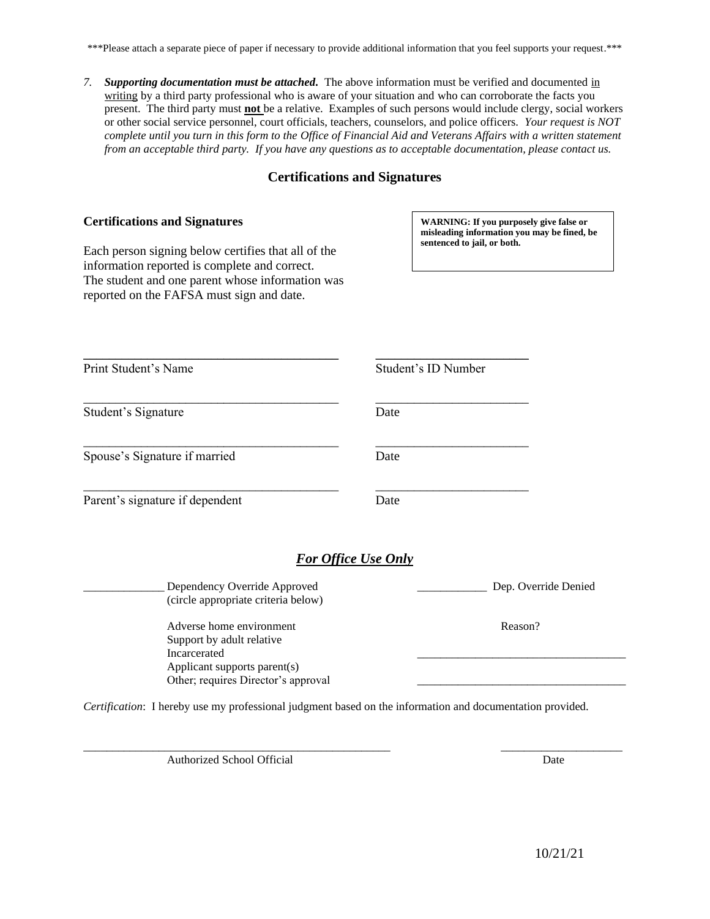***Please attach a separate piece of paper if necessary to provide additional information that you feel supports your request.***

7. ***Supporting documentation must be attached.*** The above information must be verified and documented in writing by a third party professional who is aware of your situation and who can corroborate the facts you present. The third party must **not** be a relative. Examples of such persons would include clergy, social workers or other social service personnel, court officials, teachers, counselors, and police officers. *Your request is NOT complete until you turn in this form to the Office of Financial Aid and Veterans Affairs with a written statement from an acceptable third party. If you have any questions as to acceptable documentation, please contact us.*

## Certifications and Signatures

**Certifications and Signatures**

Each person signing below certifies that all of the information reported is complete and correct. The student and one parent whose information was reported on the FAFSA must sign and date.

**WARNING: If you purposely give false or misleading information you may be fined, be sentenced to jail, or both.**

________________________________________ ________________________
Print Student's Name Student's ID Number

________________________________________ ________________________
Student's Signature Date

________________________________________ ________________________
Spouse's Signature if married Date

________________________________________ ________________________
Parent's signature if dependent Date

## ***For Office Use Only***

______________ Dependency Override Approved
(circle appropriate criteria below)

Adverse home environment
Support by adult relative
Incarcerated
Applicant supports parent(s)
Other; requires Director's approval

____________ Dep. Override Denied

Reason?

___________________________________

___________________________________

*Certification*: I hereby use my professional judgment based on the information and documentation provided.

______________________________________________________ _____________________
Authorized School Official Date

10/21/21